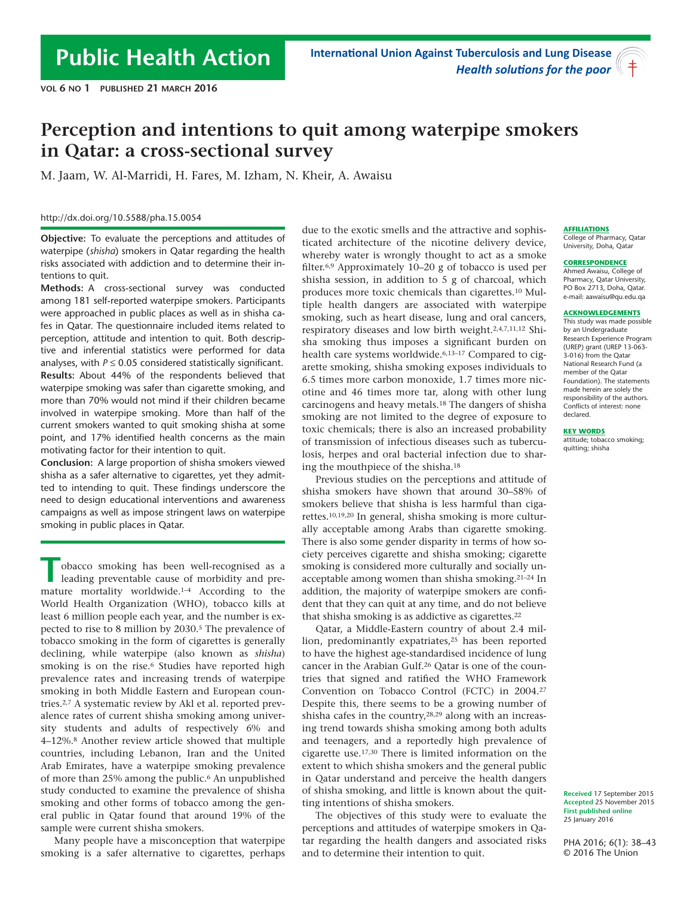# Perception and intentions to quit among waterpipe smokers in Qatar: a cross-sectional survey

M. Jaam, W. Al-Marridi, H. Fares, M. Izham, N. Kheir, A. Awaisu

http://dx.doi.org/10.5588/pha.15.0054

**Objective:** To evaluate the perceptions and attitudes of waterpipe (*shisha*) smokers in Qatar regarding the health risks associated with addiction and to determine their intentions to quit.

**Methods:** A cross-sectional survey was conducted among 181 self-reported waterpipe smokers. Participants were approached in public places as well as in shisha cafes in Qatar. The questionnaire included items related to perception, attitude and intention to quit. Both descriptive and inferential statistics were performed for data analyses, with $P \leq 0.05$ considered statistically significant.

**Results:** About 44% of the respondents believed that waterpipe smoking was safer than cigarette smoking, and more than 70% would not mind if their children became involved in waterpipe smoking. More than half of the current smokers wanted to quit smoking shisha at some point, and 17% identified health concerns as the main motivating factor for their intention to quit.

**Conclusion:** A large proportion of shisha smokers viewed shisha as a safer alternative to cigarettes, yet they admitted to intending to quit. These findings underscore the need to design educational interventions and awareness campaigns as well as impose stringent laws on waterpipe smoking in public places in Qatar.

Tobacco smoking has been well-recognised as a leading preventable cause of morbidity and premature mortality worldwide.[1–4] According to the World Health Organization (WHO), tobacco kills at least 6 million people each year, and the number is expected to rise to 8 million by 2030.[5] The prevalence of tobacco smoking in the form of cigarettes is generally declining, while waterpipe (also known as *shisha*) smoking is on the rise.[6] Studies have reported high prevalence rates and increasing trends of waterpipe smoking in both Middle Eastern and European countries.[2,7] A systematic review by Akl et al. reported prevalence rates of current shisha smoking among university students and adults of respectively 6% and 4–12%.[8] Another review article showed that multiple countries, including Lebanon, Iran and the United Arab Emirates, have a waterpipe smoking prevalence of more than 25% among the public.[6] An unpublished study conducted to examine the prevalence of shisha smoking and other forms of tobacco among the general public in Qatar found that around 19% of the sample were current shisha smokers.

Many people have a misconception that waterpipe smoking is a safer alternative to cigarettes, perhaps due to the exotic smells and the attractive and sophisticated architecture of the nicotine delivery device, whereby water is wrongly thought to act as a smoke filter.[6,9] Approximately 10–20 g of tobacco is used per shisha session, in addition to 5 g of charcoal, which produces more toxic chemicals than cigarettes.[10] Multiple health dangers are associated with waterpipe smoking, such as heart disease, lung and oral cancers, respiratory diseases and low birth weight.[2,4,7,11,12] Shisha smoking thus imposes a significant burden on health care systems worldwide.[6,13–17] Compared to cigarette smoking, shisha smoking exposes individuals to 6.5 times more carbon monoxide, 1.7 times more nicotine and 46 times more tar, along with other lung carcinogens and heavy metals.[18] The dangers of shisha smoking are not limited to the degree of exposure to toxic chemicals; there is also an increased probability of transmission of infectious diseases such as tuberculosis, herpes and oral bacterial infection due to sharing the mouthpiece of the shisha.[18]

Previous studies on the perceptions and attitude of shisha smokers have shown that around 30–58% of smokers believe that shisha is less harmful than cigarettes.[10,19,20] In general, shisha smoking is more culturally acceptable among Arabs than cigarette smoking. There is also some gender disparity in terms of how society perceives cigarette and shisha smoking; cigarette smoking is considered more culturally and socially unacceptable among women than shisha smoking.[21–24] In addition, the majority of waterpipe smokers are confident that they can quit at any time, and do not believe that shisha smoking is as addictive as cigarettes.[22]

Qatar, a Middle-Eastern country of about 2.4 million, predominantly expatriates,[25] has been reported to have the highest age-standardised incidence of lung cancer in the Arabian Gulf.[26] Qatar is one of the countries that signed and ratified the WHO Framework Convention on Tobacco Control (FCTC) in 2004.[27] Despite this, there seems to be a growing number of shisha cafes in the country,[28,29] along with an increasing trend towards shisha smoking among both adults and teenagers, and a reportedly high prevalence of cigarette use.[17,30] There is limited information on the extent to which shisha smokers and the general public in Qatar understand and perceive the health dangers of shisha smoking, and little is known about the quitting intentions of shisha smokers.

The objectives of this study were to evaluate the perceptions and attitudes of waterpipe smokers in Qatar regarding the health dangers and associated risks and to determine their intention to quit.

**AFFILIATIONS**
College of Pharmacy, Qatar University, Doha, Qatar

**CORRESPONDENCE**
Ahmed Awaisu, College of Pharmacy, Qatar University, PO Box 2713, Doha, Qatar. e-mail: aawaisu@qu.edu.qa

**ACKNOWLEDGEMENTS**
This study was made possible by an Undergraduate Research Experience Program (UREP) grant (UREP 13-063-3-016) from the Qatar National Research Fund (a member of the Qatar Foundation). The statements made herein are solely the responsibility of the authors. Conflicts of interest: none declared.

**KEY WORDS**
attitude; tobacco smoking; quitting; shisha

**Received** 17 September 2015
**Accepted** 25 November 2015
**First published online** 25 January 2016

PHA 2016; 6(1): 38–43
© 2016 The Union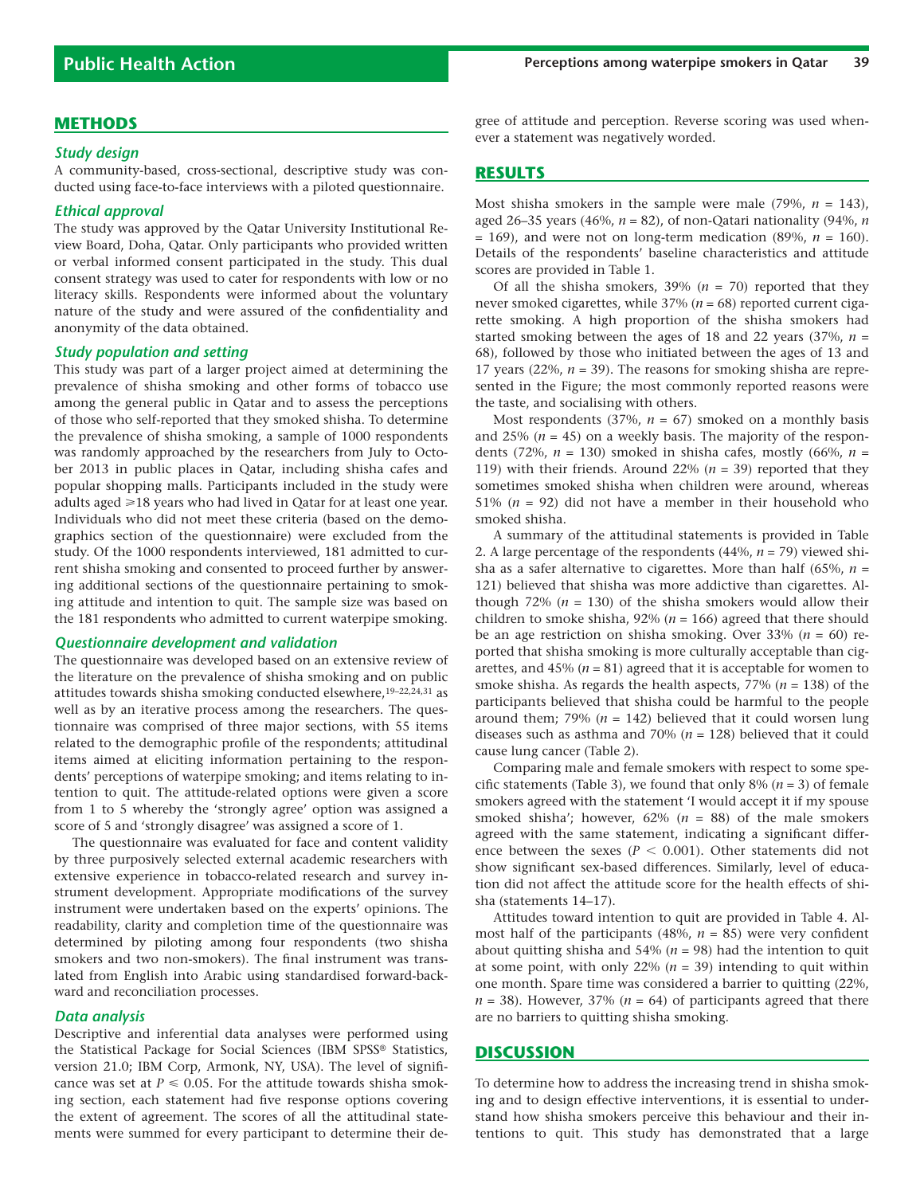## METHODS

### Study design

A community-based, cross-sectional, descriptive study was conducted using face-to-face interviews with a piloted questionnaire.

### Ethical approval

The study was approved by the Qatar University Institutional Review Board, Doha, Qatar. Only participants who provided written or verbal informed consent participated in the study. This dual consent strategy was used to cater for respondents with low or no literacy skills. Respondents were informed about the voluntary nature of the study and were assured of the confidentiality and anonymity of the data obtained.

### Study population and setting

This study was part of a larger project aimed at determining the prevalence of shisha smoking and other forms of tobacco use among the general public in Qatar and to assess the perceptions of those who self-reported that they smoked shisha. To determine the prevalence of shisha smoking, a sample of 1000 respondents was randomly approached by the researchers from July to October 2013 in public places in Qatar, including shisha cafes and popular shopping malls. Participants included in the study were adults aged ⩾18 years who had lived in Qatar for at least one year. Individuals who did not meet these criteria (based on the demographics section of the questionnaire) were excluded from the study. Of the 1000 respondents interviewed, 181 admitted to current shisha smoking and consented to proceed further by answering additional sections of the questionnaire pertaining to smoking attitude and intention to quit. The sample size was based on the 181 respondents who admitted to current waterpipe smoking.

### Questionnaire development and validation

The questionnaire was developed based on an extensive review of the literature on the prevalence of shisha smoking and on public attitudes towards shisha smoking conducted elsewhere,[19–22,24,31] as well as by an iterative process among the researchers. The questionnaire was comprised of three major sections, with 55 items related to the demographic profile of the respondents; attitudinal items aimed at eliciting information pertaining to the respondents' perceptions of waterpipe smoking; and items relating to intention to quit. The attitude-related options were given a score from 1 to 5 whereby the 'strongly agree' option was assigned a score of 5 and 'strongly disagree' was assigned a score of 1.

The questionnaire was evaluated for face and content validity by three purposively selected external academic researchers with extensive experience in tobacco-related research and survey instrument development. Appropriate modifications of the survey instrument were undertaken based on the experts' opinions. The readability, clarity and completion time of the questionnaire was determined by piloting among four respondents (two shisha smokers and two non-smokers). The final instrument was translated from English into Arabic using standardised forward-backward and reconciliation processes.

### Data analysis

Descriptive and inferential data analyses were performed using the Statistical Package for Social Sciences (IBM SPSS® Statistics, version 21.0; IBM Corp, Armonk, NY, USA). The level of significance was set at $P \leqslant 0.05$. For the attitude towards shisha smoking section, each statement had five response options covering the extent of agreement. The scores of all the attitudinal statements were summed for every participant to determine their degree of attitude and perception. Reverse scoring was used whenever a statement was negatively worded.

## RESULTS

Most shisha smokers in the sample were male (79%, $n$ = 143), aged 26–35 years (46%, $n$ = 82), of non-Qatari nationality (94%, $n$ = 169), and were not on long-term medication (89%, $n$ = 160). Details of the respondents' baseline characteristics and attitude scores are provided in Table 1.

Of all the shisha smokers, 39% ($n$ = 70) reported that they never smoked cigarettes, while 37% ($n$ = 68) reported current cigarette smoking. A high proportion of the shisha smokers had started smoking between the ages of 18 and 22 years (37%, $n$ = 68), followed by those who initiated between the ages of 13 and 17 years (22%, $n$ = 39). The reasons for smoking shisha are represented in the Figure; the most commonly reported reasons were the taste, and socialising with others.

Most respondents (37%, $n$ = 67) smoked on a monthly basis and 25% ($n$ = 45) on a weekly basis. The majority of the respondents (72%, $n$ = 130) smoked in shisha cafes, mostly (66%, $n$ = 119) with their friends. Around 22% ($n$ = 39) reported that they sometimes smoked shisha when children were around, whereas 51% ($n$ = 92) did not have a member in their household who smoked shisha.

A summary of the attitudinal statements is provided in Table 2. A large percentage of the respondents (44%, $n$ = 79) viewed shisha as a safer alternative to cigarettes. More than half (65%, $n$ = 121) believed that shisha was more addictive than cigarettes. Although 72% ($n$ = 130) of the shisha smokers would allow their children to smoke shisha, 92% ($n$ = 166) agreed that there should be an age restriction on shisha smoking. Over 33% ($n$ = 60) reported that shisha smoking is more culturally acceptable than cigarettes, and 45% ($n$ = 81) agreed that it is acceptable for women to smoke shisha. As regards the health aspects, 77% ($n$ = 138) of the participants believed that shisha could be harmful to the people around them; 79% ($n$ = 142) believed that it could worsen lung diseases such as asthma and 70% ($n$ = 128) believed that it could cause lung cancer (Table 2).

Comparing male and female smokers with respect to some specific statements (Table 3), we found that only 8% ($n$ = 3) of female smokers agreed with the statement 'I would accept it if my spouse smoked shisha'; however, 62% ($n$ = 88) of the male smokers agreed with the same statement, indicating a significant difference between the sexes ($P < 0.001$). Other statements did not show significant sex-based differences. Similarly, level of education did not affect the attitude score for the health effects of shisha (statements 14–17).

Attitudes toward intention to quit are provided in Table 4. Almost half of the participants (48%, $n$ = 85) were very confident about quitting shisha and 54% ($n$ = 98) had the intention to quit at some point, with only 22% ($n$ = 39) intending to quit within one month. Spare time was considered a barrier to quitting (22%, $n$ = 38). However, 37% ($n$ = 64) of participants agreed that there are no barriers to quitting shisha smoking.

## DISCUSSION

To determine how to address the increasing trend in shisha smoking and to design effective interventions, it is essential to understand how shisha smokers perceive this behaviour and their intentions to quit. This study has demonstrated that a large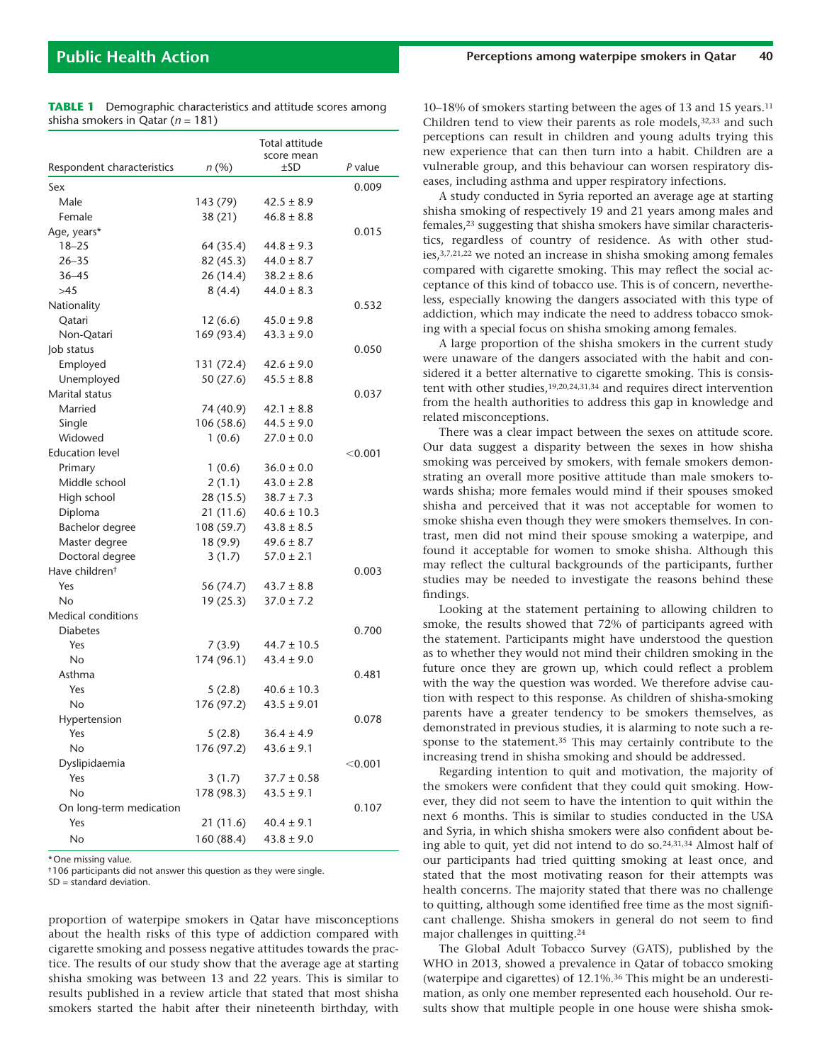**TABLE 1** Demographic characteristics and attitude scores among shisha smokers in Qatar ($n$ = 181)

| Respondent characteristics | $n$ (%) | Total attitude score mean ±SD | $P$ value |
|---|---|---|---|
| Sex | | | 0.009 |
| Male | 143 (79) | 42.5 ± 8.9 | |
| Female | 38 (21) | 46.8 ± 8.8 | |
| Age, years* | | | 0.015 |
| 18–25 | 64 (35.4) | 44.8 ± 9.3 | |
| 26–35 | 82 (45.3) | 44.0 ± 8.7 | |
| 36–45 | 26 (14.4) | 38.2 ± 8.6 | |
| >45 | 8 (4.4) | 44.0 ± 8.3 | |
| Nationality | | | 0.532 |
| Qatari | 12 (6.6) | 45.0 ± 9.8 | |
| Non-Qatari | 169 (93.4) | 43.3 ± 9.0 | |
| Job status | | | 0.050 |
| Employed | 131 (72.4) | 42.6 ± 9.0 | |
| Unemployed | 50 (27.6) | 45.5 ± 8.8 | |
| Marital status | | | 0.037 |
| Married | 74 (40.9) | 42.1 ± 8.8 | |
| Single | 106 (58.6) | 44.5 ± 9.0 | |
| Widowed | 1 (0.6) | 27.0 ± 0.0 | |
| Education level | | | <0.001 |
| Primary | 1 (0.6) | 36.0 ± 0.0 | |
| Middle school | 2 (1.1) | 43.0 ± 2.8 | |
| High school | 28 (15.5) | 38.7 ± 7.3 | |
| Diploma | 21 (11.6) | 40.6 ± 10.3 | |
| Bachelor degree | 108 (59.7) | 43.8 ± 8.5 | |
| Master degree | 18 (9.9) | 49.6 ± 8.7 | |
| Doctoral degree | 3 (1.7) | 57.0 ± 2.1 | |
| Have children† | | | 0.003 |
| Yes | 56 (74.7) | 43.7 ± 8.8 | |
| No | 19 (25.3) | 37.0 ± 7.2 | |
| Medical conditions | | | |
| Diabetes | | | 0.700 |
| Yes | 7 (3.9) | 44.7 ± 10.5 | |
| No | 174 (96.1) | 43.4 ± 9.0 | |
| Asthma | | | 0.481 |
| Yes | 5 (2.8) | 40.6 ± 10.3 | |
| No | 176 (97.2) | 43.5 ± 9.01 | |
| Hypertension | | | 0.078 |
| Yes | 5 (2.8) | 36.4 ± 4.9 | |
| No | 176 (97.2) | 43.6 ± 9.1 | |
| Dyslipidaemia | | | <0.001 |
| Yes | 3 (1.7) | 37.7 ± 0.58 | |
| No | 178 (98.3) | 43.5 ± 9.1 | |
| On long-term medication | | | 0.107 |
| Yes | 21 (11.6) | 40.4 ± 9.1 | |
| No | 160 (88.4) | 43.8 ± 9.0 | |

*One missing value.
†106 participants did not answer this question as they were single.
SD = standard deviation.

proportion of waterpipe smokers in Qatar have misconceptions about the health risks of this type of addiction compared with cigarette smoking and possess negative attitudes towards the practice. The results of our study show that the average age at starting shisha smoking was between 13 and 22 years. This is similar to results published in a review article that stated that most shisha smokers started the habit after their nineteenth birthday, with 10–18% of smokers starting between the ages of 13 and 15 years.[11] Children tend to view their parents as role models,[32,33] and such perceptions can result in children and young adults trying this new experience that can then turn into a habit. Children are a vulnerable group, and this behaviour can worsen respiratory diseases, including asthma and upper respiratory infections.

A study conducted in Syria reported an average age at starting shisha smoking of respectively 19 and 21 years among males and females,[23] suggesting that shisha smokers have similar characteristics, regardless of country of residence. As with other studies,[3,7,21,22] we noted an increase in shisha smoking among females compared with cigarette smoking. This may reflect the social acceptance of this kind of tobacco use. This is of concern, nevertheless, especially knowing the dangers associated with this type of addiction, which may indicate the need to address tobacco smoking with a special focus on shisha smoking among females.

A large proportion of the shisha smokers in the current study were unaware of the dangers associated with the habit and considered it a better alternative to cigarette smoking. This is consistent with other studies,[19,20,24,31,34] and requires direct intervention from the health authorities to address this gap in knowledge and related misconceptions.

There was a clear impact between the sexes on attitude score. Our data suggest a disparity between the sexes in how shisha smoking was perceived by smokers, with female smokers demonstrating an overall more positive attitude than male smokers towards shisha; more females would mind if their spouses smoked shisha and perceived that it was not acceptable for women to smoke shisha even though they were smokers themselves. In contrast, men did not mind their spouse smoking a waterpipe, and found it acceptable for women to smoke shisha. Although this may reflect the cultural backgrounds of the participants, further studies may be needed to investigate the reasons behind these findings.

Looking at the statement pertaining to allowing children to smoke, the results showed that 72% of participants agreed with the statement. Participants might have understood the question as to whether they would not mind their children smoking in the future once they are grown up, which could reflect a problem with the way the question was worded. We therefore advise caution with respect to this response. As children of shisha-smoking parents have a greater tendency to be smokers themselves, as demonstrated in previous studies, it is alarming to note such a response to the statement.[35] This may certainly contribute to the increasing trend in shisha smoking and should be addressed.

Regarding intention to quit and motivation, the majority of the smokers were confident that they could quit smoking. However, they did not seem to have the intention to quit within the next 6 months. This is similar to studies conducted in the USA and Syria, in which shisha smokers were also confident about being able to quit, yet did not intend to do so.[24,31,34] Almost half of our participants had tried quitting smoking at least once, and stated that the most motivating reason for their attempts was health concerns. The majority stated that there was no challenge to quitting, although some identified free time as the most significant challenge. Shisha smokers in general do not seem to find major challenges in quitting.[24]

The Global Adult Tobacco Survey (GATS), published by the WHO in 2013, showed a prevalence in Qatar of tobacco smoking (waterpipe and cigarettes) of 12.1%.[36] This might be an underestimation, as only one member represented each household. Our results show that multiple people in one house were shisha smok-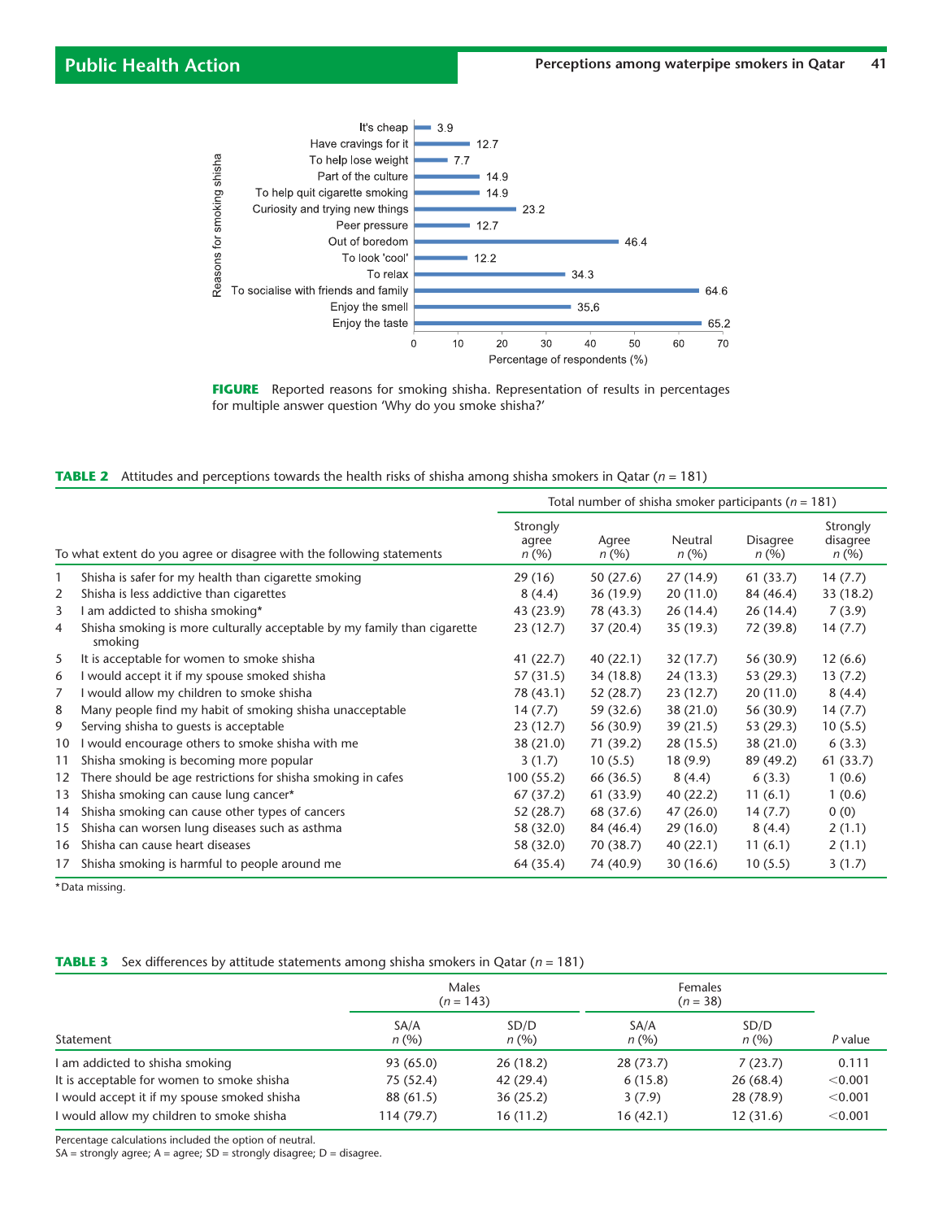**FIGURE** Reported reasons for smoking shisha. Representation of results in percentages for multiple answer question 'Why do you smoke shisha?'

**TABLE 2** Attitudes and perceptions towards the health risks of shisha among shisha smokers in Qatar (*n* = 181)

| | To what extent do you agree or disagree with the following statements | Total number of shisha smoker participants (*n* = 181) | | | | |
|---|---|---|---|---|---|---|
| | | Strongly agree *n* (%) | Agree *n* (%) | Neutral *n* (%) | Disagree *n* (%) | Strongly disagree *n* (%) |
| 1 | Shisha is safer for my health than cigarette smoking | 29 (16) | 50 (27.6) | 27 (14.9) | 61 (33.7) | 14 (7.7) |
| 2 | Shisha is less addictive than cigarettes | 8 (4.4) | 36 (19.9) | 20 (11.0) | 84 (46.4) | 33 (18.2) |
| 3 | I am addicted to shisha smoking* | 43 (23.9) | 78 (43.3) | 26 (14.4) | 26 (14.4) | 7 (3.9) |
| 4 | Shisha smoking is more culturally acceptable by my family than cigarette smoking | 23 (12.7) | 37 (20.4) | 35 (19.3) | 72 (39.8) | 14 (7.7) |
| 5 | It is acceptable for women to smoke shisha | 41 (22.7) | 40 (22.1) | 32 (17.7) | 56 (30.9) | 12 (6.6) |
| 6 | I would accept it if my spouse smoked shisha | 57 (31.5) | 34 (18.8) | 24 (13.3) | 53 (29.3) | 13 (7.2) |
| 7 | I would allow my children to smoke shisha | 78 (43.1) | 52 (28.7) | 23 (12.7) | 20 (11.0) | 8 (4.4) |
| 8 | Many people find my habit of smoking shisha unacceptable | 14 (7.7) | 59 (32.6) | 38 (21.0) | 56 (30.9) | 14 (7.7) |
| 9 | Serving shisha to guests is acceptable | 23 (12.7) | 56 (30.9) | 39 (21.5) | 53 (29.3) | 10 (5.5) |
| 10 | I would encourage others to smoke shisha with me | 38 (21.0) | 71 (39.2) | 28 (15.5) | 38 (21.0) | 6 (3.3) |
| 11 | Shisha smoking is becoming more popular | 3 (1.7) | 10 (5.5) | 18 (9.9) | 89 (49.2) | 61 (33.7) |
| 12 | There should be age restrictions for shisha smoking in cafes | 100 (55.2) | 66 (36.5) | 8 (4.4) | 6 (3.3) | 1 (0.6) |
| 13 | Shisha smoking can cause lung cancer* | 67 (37.2) | 61 (33.9) | 40 (22.2) | 11 (6.1) | 1 (0.6) |
| 14 | Shisha smoking can cause other types of cancers | 52 (28.7) | 68 (37.6) | 47 (26.0) | 14 (7.7) | 0 (0) |
| 15 | Shisha can worsen lung diseases such as asthma | 58 (32.0) | 84 (46.4) | 29 (16.0) | 8 (4.4) | 2 (1.1) |
| 16 | Shisha can cause heart diseases | 58 (32.0) | 70 (38.7) | 40 (22.1) | 11 (6.1) | 2 (1.1) |
| 17 | Shisha smoking is harmful to people around me | 64 (35.4) | 74 (40.9) | 30 (16.6) | 10 (5.5) | 3 (1.7) |

*Data missing.

**TABLE 3** Sex differences by attitude statements among shisha smokers in Qatar (*n* = 181)

| Statement | Males (*n* = 143) | | Females (*n* = 38) | | |
|---|---|---|---|---|---|
| | SA/A *n* (%) | SD/D *n* (%) | SA/A *n* (%) | SD/D *n* (%) | *P* value |
| I am addicted to shisha smoking | 93 (65.0) | 26 (18.2) | 28 (73.7) | 7 (23.7) | 0.111 |
| It is acceptable for women to smoke shisha | 75 (52.4) | 42 (29.4) | 6 (15.8) | 26 (68.4) | <0.001 |
| I would accept it if my spouse smoked shisha | 88 (61.5) | 36 (25.2) | 3 (7.9) | 28 (78.9) | <0.001 |
| I would allow my children to smoke shisha | 114 (79.7) | 16 (11.2) | 16 (42.1) | 12 (31.6) | <0.001 |

Percentage calculations included the option of neutral.
SA = strongly agree; A = agree; SD = strongly disagree; D = disagree.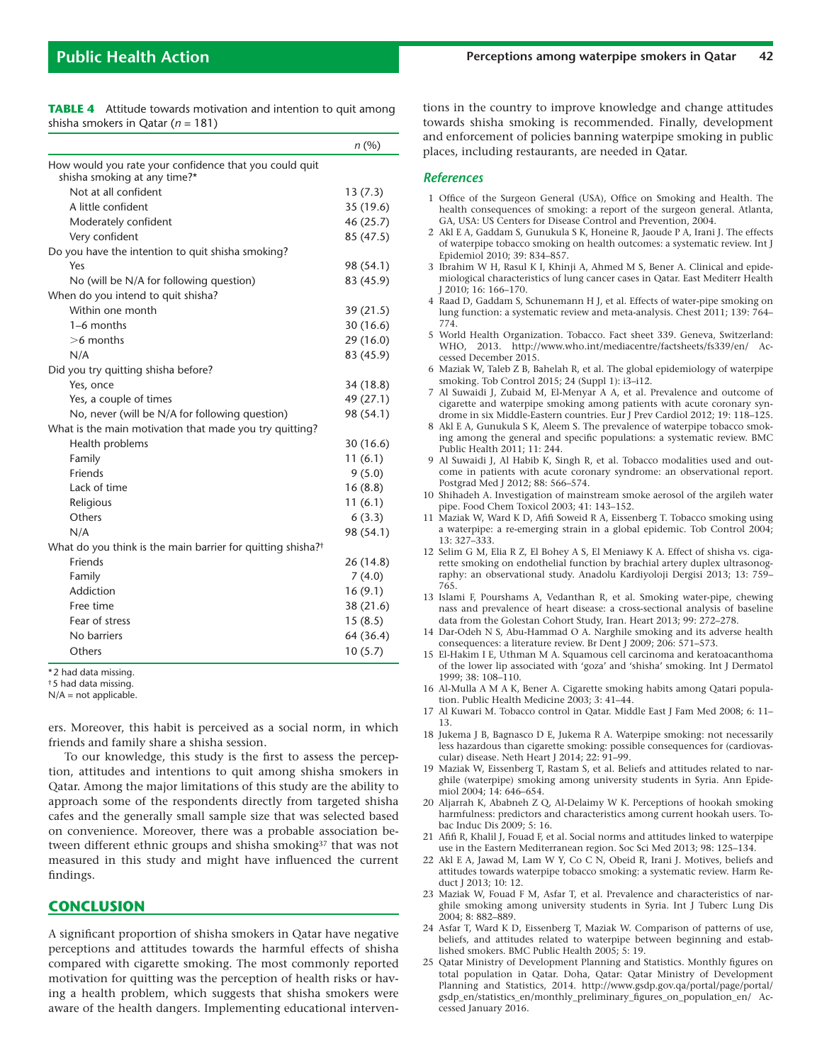**TABLE 4** Attitude towards motivation and intention to quit among shisha smokers in Qatar (*n* = 181)

| | *n* (%) |
|---|---|
| How would you rate your confidence that you could quit shisha smoking at any time?* | |
| Not at all confident | 13 (7.3) |
| A little confident | 35 (19.6) |
| Moderately confident | 46 (25.7) |
| Very confident | 85 (47.5) |
| Do you have the intention to quit shisha smoking? | |
| Yes | 98 (54.1) |
| No (will be N/A for following question) | 83 (45.9) |
| When do you intend to quit shisha? | |
| Within one month | 39 (21.5) |
| 1–6 months | 30 (16.6) |
| >6 months | 29 (16.0) |
| N/A | 83 (45.9) |
| Did you try quitting shisha before? | |
| Yes, once | 34 (18.8) |
| Yes, a couple of times | 49 (27.1) |
| No, never (will be N/A for following question) | 98 (54.1) |
| What is the main motivation that made you try quitting? | |
| Health problems | 30 (16.6) |
| Family | 11 (6.1) |
| Friends | 9 (5.0) |
| Lack of time | 16 (8.8) |
| Religious | 11 (6.1) |
| Others | 6 (3.3) |
| N/A | 98 (54.1) |
| What do you think is the main barrier for quitting shisha?† | |
| Friends | 26 (14.8) |
| Family | 7 (4.0) |
| Addiction | 16 (9.1) |
| Free time | 38 (21.6) |
| Fear of stress | 15 (8.5) |
| No barriers | 64 (36.4) |
| Others | 10 (5.7) |

*2 had data missing.
†5 had data missing.
N/A = not applicable.

ers. Moreover, this habit is perceived as a social norm, in which friends and family share a shisha session.

To our knowledge, this study is the first to assess the perception, attitudes and intentions to quit among shisha smokers in Qatar. Among the major limitations of this study are the ability to approach some of the respondents directly from targeted shisha cafes and the generally small sample size that was selected based on convenience. Moreover, there was a probable association between different ethnic groups and shisha smoking[37] that was not measured in this study and might have influenced the current findings.

## CONCLUSION

A significant proportion of shisha smokers in Qatar have negative perceptions and attitudes towards the harmful effects of shisha compared with cigarette smoking. The most commonly reported motivation for quitting was the perception of health risks or having a health problem, which suggests that shisha smokers were aware of the health dangers. Implementing educational interventions in the country to improve knowledge and change attitudes towards shisha smoking is recommended. Finally, development and enforcement of policies banning waterpipe smoking in public places, including restaurants, are needed in Qatar.

## References

1. Office of the Surgeon General (USA), Office on Smoking and Health. The health consequences of smoking: a report of the surgeon general. Atlanta, GA, USA: US Centers for Disease Control and Prevention, 2004.
2. Akl E A, Gaddam S, Gunukula S K, Honeine R, Jaoude P A, Irani J. The effects of waterpipe tobacco smoking on health outcomes: a systematic review. Int J Epidemiol 2010; 39: 834–857.
3. Ibrahim W H, Rasul K I, Khinji A, Ahmed M S, Bener A. Clinical and epidemiological characteristics of lung cancer cases in Qatar. East Mediterr Health J 2010; 16: 166–170.
4. Raad D, Gaddam S, Schunemann H J, et al. Effects of water-pipe smoking on lung function: a systematic review and meta-analysis. Chest 2011; 139: 764–774.
5. World Health Organization. Tobacco. Fact sheet 339. Geneva, Switzerland: WHO, 2013. http://www.who.int/mediacentre/factsheets/fs339/en/ Accessed December 2015.
6. Maziak W, Taleb Z B, Bahelah R, et al. The global epidemiology of waterpipe smoking. Tob Control 2015; 24 (Suppl 1): i3–i12.
7. Al Suwaidi J, Zubaid M, El-Menyar A A, et al. Prevalence and outcome of cigarette and waterpipe smoking among patients with acute coronary syndrome in six Middle-Eastern countries. Eur J Prev Cardiol 2012; 19: 118–125.
8. Akl E A, Gunukula S K, Aleem S. The prevalence of waterpipe tobacco smoking among the general and specific populations: a systematic review. BMC Public Health 2011; 11: 244.
9. Al Suwaidi J, Al Habib K, Singh R, et al. Tobacco modalities used and outcome in patients with acute coronary syndrome: an observational report. Postgrad Med J 2012; 88: 566–574.
10. Shihadeh A. Investigation of mainstream smoke aerosol of the argileh water pipe. Food Chem Toxicol 2003; 41: 143–152.
11. Maziak W, Ward K D, Afifi Soweid R A, Eissenberg T. Tobacco smoking using a waterpipe: a re-emerging strain in a global epidemic. Tob Control 2004; 13: 327–333.
12. Selim G M, Elia R Z, El Bohey A S, El Meniawy K A. Effect of shisha vs. cigarette smoking on endothelial function by brachial artery duplex ultrasonography: an observational study. Anadolu Kardiyoloji Dergisi 2013; 13: 759–765.
13. Islami F, Pourshams A, Vedanthan R, et al. Smoking water-pipe, chewing nass and prevalence of heart disease: a cross-sectional analysis of baseline data from the Golestan Cohort Study, Iran. Heart 2013; 99: 272–278.
14. Dar-Odeh N S, Abu-Hammad O A. Narghile smoking and its adverse health consequences: a literature review. Br Dent J 2009; 206: 571–573.
15. El-Hakim I E, Uthman M A. Squamous cell carcinoma and keratoacanthoma of the lower lip associated with 'goza' and 'shisha' smoking. Int J Dermatol 1999; 38: 108–110.
16. Al-Mulla A M A K, Bener A. Cigarette smoking habits among Qatari population. Public Health Medicine 2003; 3: 41–44.
17. Al Kuwari M. Tobacco control in Qatar. Middle East J Fam Med 2008; 6: 11–13.
18. Jukema J B, Bagnasco D E, Jukema R A. Waterpipe smoking: not necessarily less hazardous than cigarette smoking: possible consequences for (cardiovascular) disease. Neth Heart J 2014; 22: 91–99.
19. Maziak W, Eissenberg T, Rastam S, et al. Beliefs and attitudes related to narghile (waterpipe) smoking among university students in Syria. Ann Epidemiol 2004; 14: 646–654.
20. Aljarrah K, Ababneh Z Q, Al-Delaimy W K. Perceptions of hookah smoking harmfulness: predictors and characteristics among current hookah users. Tobac Induc Dis 2009; 5: 16.
21. Afifi R, Khalil J, Fouad F, et al. Social norms and attitudes linked to waterpipe use in the Eastern Mediterranean region. Soc Sci Med 2013; 98: 125–134.
22. Akl E A, Jawad M, Lam W Y, Co C N, Obeid R, Irani J. Motives, beliefs and attitudes towards waterpipe tobacco smoking: a systematic review. Harm Reduct J 2013; 10: 12.
23. Maziak W, Fouad F M, Asfar T, et al. Prevalence and characteristics of narghile smoking among university students in Syria. Int J Tuberc Lung Dis 2004; 8: 882–889.
24. Asfar T, Ward K D, Eissenberg T, Maziak W. Comparison of patterns of use, beliefs, and attitudes related to waterpipe between beginning and established smokers. BMC Public Health 2005; 5: 19.
25. Qatar Ministry of Development Planning and Statistics. Monthly figures on total population in Qatar. Doha, Qatar: Qatar Ministry of Development Planning and Statistics, 2014. http://www.gsdp.gov.qa/portal/page/portal/gsdp_en/statistics_en/monthly_preliminary_figures_on_population_en/ Accessed January 2016.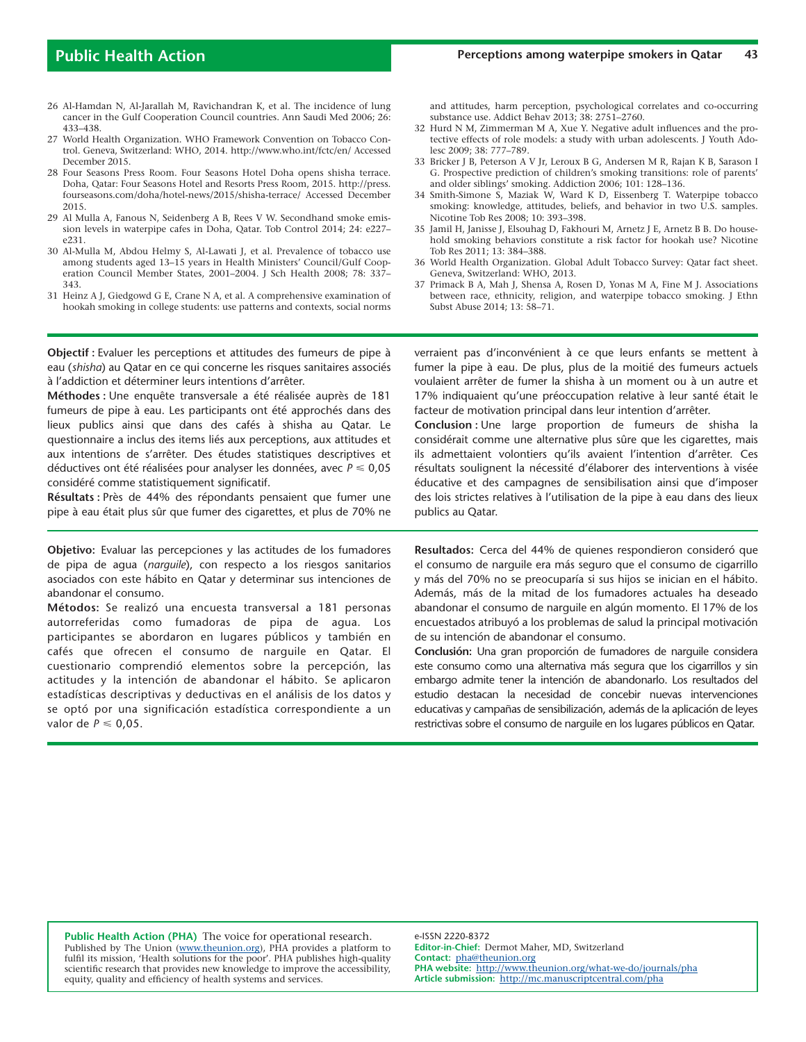26 Al-Hamdan N, Al-Jarallah M, Ravichandran K, et al. The incidence of lung cancer in the Gulf Cooperation Council countries. Ann Saudi Med 2006; 26: 433–438.

27 World Health Organization. WHO Framework Convention on Tobacco Control. Geneva, Switzerland: WHO, 2014. http://www.who.int/fctc/en/ Accessed December 2015.

28 Four Seasons Press Room. Four Seasons Hotel Doha opens shisha terrace. Doha, Qatar: Four Seasons Hotel and Resorts Press Room, 2015. http://press.fourseasons.com/doha/hotel-news/2015/shisha-terrace/ Accessed December 2015.

29 Al Mulla A, Fanous N, Seidenberg A B, Rees V W. Secondhand smoke emission levels in waterpipe cafes in Doha, Qatar. Tob Control 2014; 24: e227–e231.

30 Al-Mulla M, Abdou Helmy S, Al-Lawati J, et al. Prevalence of tobacco use among students aged 13–15 years in Health Ministers' Council/Gulf Cooperation Council Member States, 2001–2004. J Sch Health 2008; 78: 337–343.

31 Heinz A J, Giedgowd G E, Crane N A, et al. A comprehensive examination of hookah smoking in college students: use patterns and contexts, social norms and attitudes, harm perception, psychological correlates and co-occurring substance use. Addict Behav 2013; 38: 2751–2760.

32 Hurd N M, Zimmerman M A, Xue Y. Negative adult influences and the protective effects of role models: a study with urban adolescents. J Youth Adolesc 2009; 38: 777–789.

33 Bricker J B, Peterson A V Jr, Leroux B G, Andersen M R, Rajan K B, Sarason I G. Prospective prediction of children's smoking transitions: role of parents' and older siblings' smoking. Addiction 2006; 101: 128–136.

34 Smith-Simone S, Maziak W, Ward K D, Eissenberg T. Waterpipe tobacco smoking: knowledge, attitudes, beliefs, and behavior in two U.S. samples. Nicotine Tob Res 2008; 10: 393–398.

35 Jamil H, Janisse J, Elsouhag D, Fakhouri M, Arnetz J E, Arnetz B B. Do household smoking behaviors constitute a risk factor for hookah use? Nicotine Tob Res 2011; 13: 384–388.

36 World Health Organization. Global Adult Tobacco Survey: Qatar fact sheet. Geneva, Switzerland: WHO, 2013.

37 Primack B A, Mah J, Shensa A, Rosen D, Yonas M A, Fine M J. Associations between race, ethnicity, religion, and waterpipe tobacco smoking. J Ethn Subst Abuse 2014; 13: 58–71.

---

**Objectif :** Evaluer les perceptions et attitudes des fumeurs de pipe à eau (*shisha*) au Qatar en ce qui concerne les risques sanitaires associés à l'addiction et déterminer leurs intentions d'arrêter.

**Méthodes :** Une enquête transversale a été réalisée auprès de 181 fumeurs de pipe à eau. Les participants ont été approchés dans des lieux publics ainsi que dans des cafés à shisha au Qatar. Le questionnaire a inclus des items liés aux perceptions, aux attitudes et aux intentions de s'arrêter. Des études statistiques descriptives et déductives ont été réalisées pour analyser les données, avec $P \leqslant 0{,}05$ considéré comme statistiquement significatif.

**Résultats :** Près de 44% des répondants pensaient que fumer une pipe à eau était plus sûr que fumer des cigarettes, et plus de 70% ne verraient pas d'inconvénient à ce que leurs enfants se mettent à fumer la pipe à eau. De plus, plus de la moitié des fumeurs actuels voulaient arrêter de fumer la shisha à un moment ou à un autre et 17% indiquaient qu'une préoccupation relative à leur santé était le facteur de motivation principal dans leur intention d'arrêter.

**Conclusion :** Une large proportion de fumeurs de shisha la considérait comme une alternative plus sûre que les cigarettes, mais ils admettaient volontiers qu'ils avaient l'intention d'arrêter. Ces résultats soulignent la nécessité d'élaborer des interventions à visée éducative et des campagnes de sensibilisation ainsi que d'imposer des lois strictes relatives à l'utilisation de la pipe à eau dans des lieux publics au Qatar.

---

**Objetivo:** Evaluar las percepciones y las actitudes de los fumadores de pipa de agua (*narguile*), con respecto a los riesgos sanitarios asociados con este hábito en Qatar y determinar sus intenciones de abandonar el consumo.

**Métodos:** Se realizó una encuesta transversal a 181 personas autorreferidas como fumadoras de pipa de agua. Los participantes se abordaron en lugares públicos y también en cafés que ofrecen el consumo de narguile en Qatar. El cuestionario comprendió elementos sobre la percepción, las actitudes y la intención de abandonar el hábito. Se aplicaron estadísticas descriptivas y deductivas en el análisis de los datos y se optó por una significación estadística correspondiente a un valor de $P \leqslant 0{,}05$.

**Resultados:** Cerca del 44% de quienes respondieron consideró que el consumo de narguile era más seguro que el consumo de cigarrillo y más del 70% no se preocuparía si sus hijos se inician en el hábito. Además, más de la mitad de los fumadores actuales ha deseado abandonar el consumo de narguile en algún momento. El 17% de los encuestados atribuyó a los problemas de salud la principal motivación de su intención de abandonar el consumo.

**Conclusión:** Una gran proporción de fumadores de narguile considera este consumo como una alternativa más segura que los cigarrillos y sin embargo admite tener la intención de abandonarlo. Los resultados del estudio destacan la necesidad de concebir nuevas intervenciones educativas y campañas de sensibilización, además de la aplicación de leyes restrictivas sobre el consumo de narguile en los lugares públicos en Qatar.

---

**Public Health Action (PHA)** The voice for operational research.
Published by The Union (www.theunion.org), PHA provides a platform to fulfil its mission, 'Health solutions for the poor'. PHA publishes high-quality scientific research that provides new knowledge to improve the accessibility, equity, quality and efficiency of health systems and services.

e-ISSN 2220-8372
**Editor-in-Chief:** Dermot Maher, MD, Switzerland
**Contact:** pha@theunion.org
**PHA website:** http://www.theunion.org/what-we-do/journals/pha
**Article submission:** http://mc.manuscriptcentral.com/pha